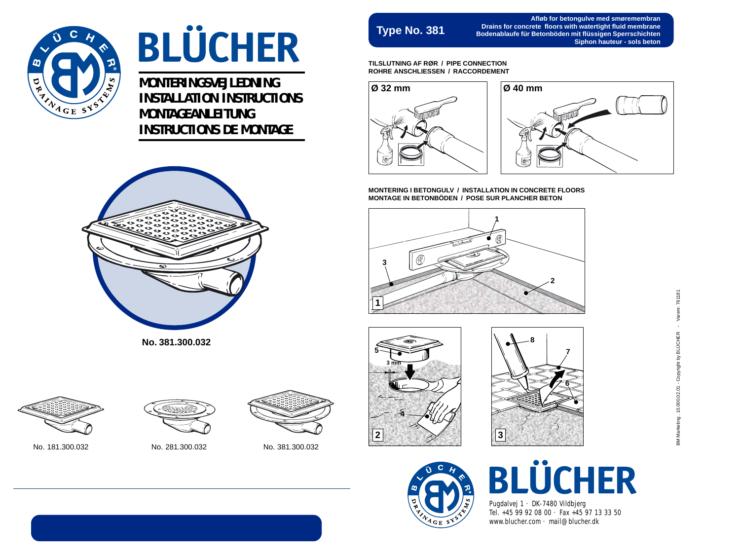# BLÜCHER

## MONTERINGSVEJLEDNING
## INSTALLATION INSTRUCTIONS
## MONTAGEANLEITUNG
## INSTRUCTIONS DE MONTAGE

No. 381.300.032

No. 181.300.032

No. 281.300.032

No. 381.300.032

**Type No. 381**

**Afløb for betongulve med smøremembran**
**Drains for concrete floors with watertight fluid membrane**
**Bodenablaufe für Betonböden mit flüssigen Sperrschichten**
**Siphon hauteur - sols beton**

**TILSLUTNING AF RØR / PIPE CONNECTION**
**ROHRE ANSCHLIESSEN / RACCORDEMENT**

**Ø 32 mm**

**Ø 40 mm**

**MONTERING I BETONGULV / INSTALLATION IN CONCRETE FLOORS**
**MONTAGE IN BETONBÖDEN / POSE SUR PLANCHER BETON**

1

1 2 3

2

3 mm 4 5

3

6 7 8

BM Marketing · 10.000.02.01 - Copyright by BLÜCHER - Varenr. 761181

# BLÜCHER

Pugdalvej 1 · DK-7480 Vildbjerg
Tel. +45 99 92 08 00 · Fax +45 97 13 33 50
www.blucher.com · mail@blucher.dk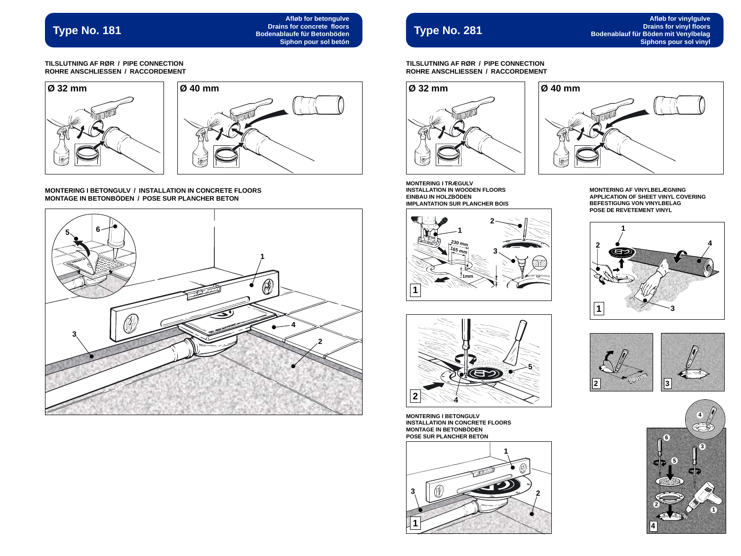# Type No. 181

**Afløb for betongulve**
**Drains for concrete floors**
**Bodenablaufe für Betonböden**
**Siphon pour sol betón**

**TILSLUTNING AF RØR / PIPE CONNECTION**
**ROHRE ANSCHLIESSEN / RACCORDEMENT**

Ø 32 mm

Ø 40 mm

**MONTERING I BETONGULV / INSTALLATION IN CONCRETE FLOORS**
**MONTAGE IN BETONBÖDEN / POSE SUR PLANCHER BETON**

# Type No. 281

**Afløb for vinylgulve**
**Drains for vinyl floors**
**Bodenablauf für Böden mit Venylbelag**
**Siphons pour sol vinyl**

**TILSLUTNING AF RØR / PIPE CONNECTION**
**ROHRE ANSCHLIESSEN / RACCORDEMENT**

Ø 32 mm

Ø 40 mm

**MONTERING I TRÆGULV**
**INSTALLATION IN WOODEN FLOORS**
**EINBAU IN HOLZBÖDEN**
**IMPLANTATION SUR PLANCHER BOIS**

230 mm
165 mm
1mm

**MONTERING AF VINYLBELÆGNING**
**APPLICATION OF SHEET VINYL COVERING**
**BEFESTIGUNG VON VINYLBELAG**
**POSE DE REVETEMENT VINYL**

90 mm

**MONTERING I BETONGULV**
**INSTALLATION IN CONCRETE FLOORS**
**MONTAGE IN BETONBÖDEN**
**POSE SUR PLANCHER BETON**